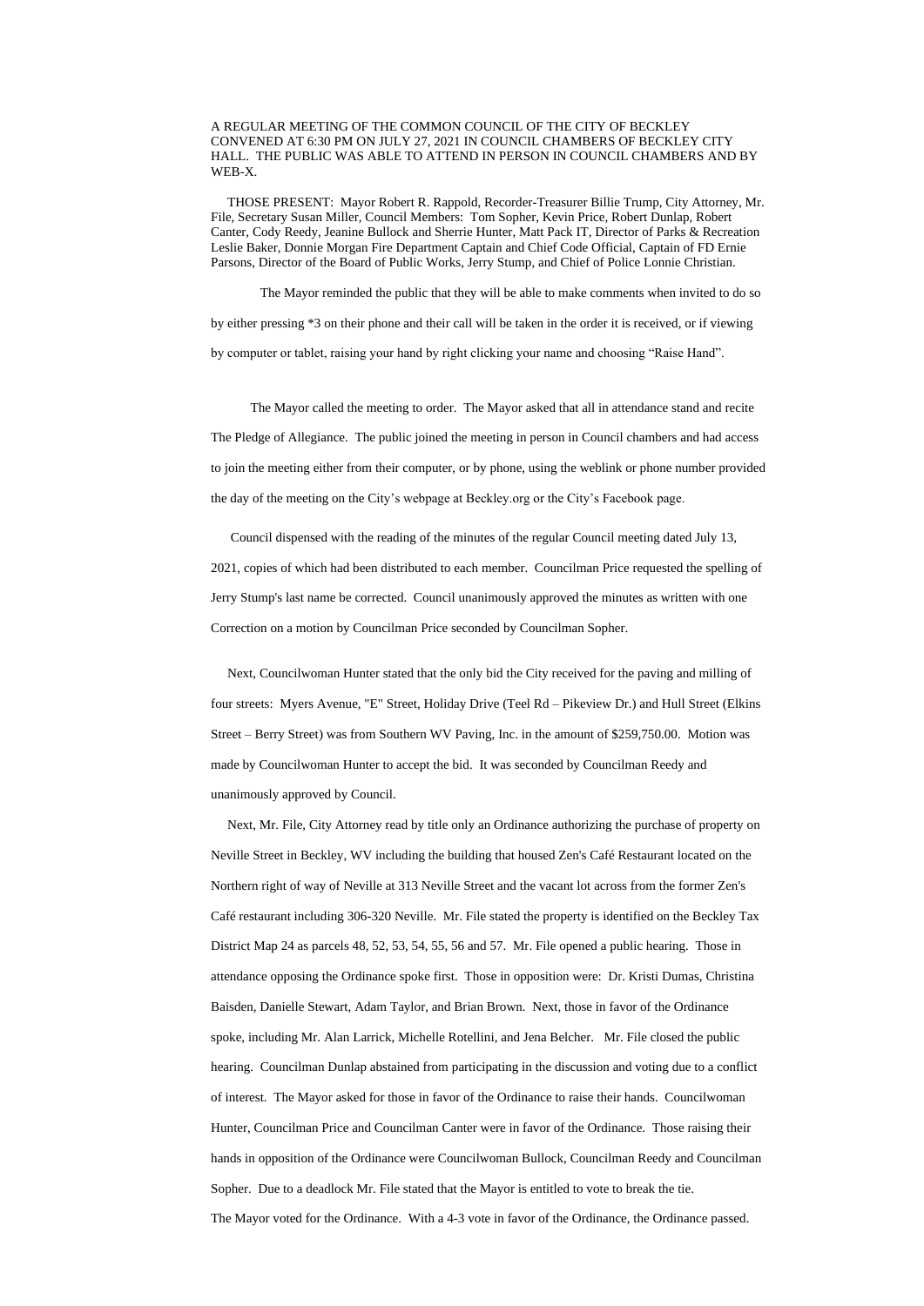A REGULAR MEETING OF THE COMMON COUNCIL OF THE CITY OF BECKLEY CONVENED AT 6:30 PM ON JULY 27, 2021 IN COUNCIL CHAMBERS OF BECKLEY CITY HALL. THE PUBLIC WAS ABLE TO ATTEND IN PERSON IN COUNCIL CHAMBERS AND BY WEB-X.

THOSE PRESENT: Mayor Robert R. Rappold, Recorder-Treasurer Billie Trump, City Attorney, Mr. File, Secretary Susan Miller, Council Members: Tom Sopher, Kevin Price, Robert Dunlap, Robert Canter, Cody Reedy, Jeanine Bullock and Sherrie Hunter, Matt Pack IT, Director of Parks & Recreation Leslie Baker, Donnie Morgan Fire Department Captain and Chief Code Official, Captain of FD Ernie Parsons, Director of the Board of Public Works, Jerry Stump, and Chief of Police Lonnie Christian.

The Mayor reminded the public that they will be able to make comments when invited to do so by either pressing *3 on their phone and their call will be taken in the order it is received, or if viewing by computer or tablet, raising your hand by right clicking your name and choosing "Raise Hand".

The Mayor called the meeting to order. The Mayor asked that all in attendance stand and recite The Pledge of Allegiance. The public joined the meeting in person in Council chambers and had access to join the meeting either from their computer, or by phone, using the weblink or phone number provided the day of the meeting on the City's webpage at Beckley.org or the City's Facebook page.

Council dispensed with the reading of the minutes of the regular Council meeting dated July 13, 2021, copies of which had been distributed to each member. Councilman Price requested the spelling of Jerry Stump's last name be corrected. Council unanimously approved the minutes as written with one Correction on a motion by Councilman Price seconded by Councilman Sopher.

Next, Councilwoman Hunter stated that the only bid the City received for the paving and milling of four streets: Myers Avenue, "E" Street, Holiday Drive (Teel Rd – Pikeview Dr.) and Hull Street (Elkins Street – Berry Street) was from Southern WV Paving, Inc. in the amount of $259,750.00. Motion was made by Councilwoman Hunter to accept the bid. It was seconded by Councilman Reedy and unanimously approved by Council.

Next, Mr. File, City Attorney read by title only an Ordinance authorizing the purchase of property on Neville Street in Beckley, WV including the building that housed Zen's Café Restaurant located on the Northern right of way of Neville at 313 Neville Street and the vacant lot across from the former Zen's Café restaurant including 306-320 Neville. Mr. File stated the property is identified on the Beckley Tax District Map 24 as parcels 48, 52, 53, 54, 55, 56 and 57. Mr. File opened a public hearing. Those in attendance opposing the Ordinance spoke first. Those in opposition were: Dr. Kristi Dumas, Christina Baisden, Danielle Stewart, Adam Taylor, and Brian Brown. Next, those in favor of the Ordinance spoke, including Mr. Alan Larrick, Michelle Rotellini, and Jena Belcher. Mr. File closed the public hearing. Councilman Dunlap abstained from participating in the discussion and voting due to a conflict of interest. The Mayor asked for those in favor of the Ordinance to raise their hands. Councilwoman Hunter, Councilman Price and Councilman Canter were in favor of the Ordinance. Those raising their hands in opposition of the Ordinance were Councilwoman Bullock, Councilman Reedy and Councilman Sopher. Due to a deadlock Mr. File stated that the Mayor is entitled to vote to break the tie.
The Mayor voted for the Ordinance. With a 4-3 vote in favor of the Ordinance, the Ordinance passed.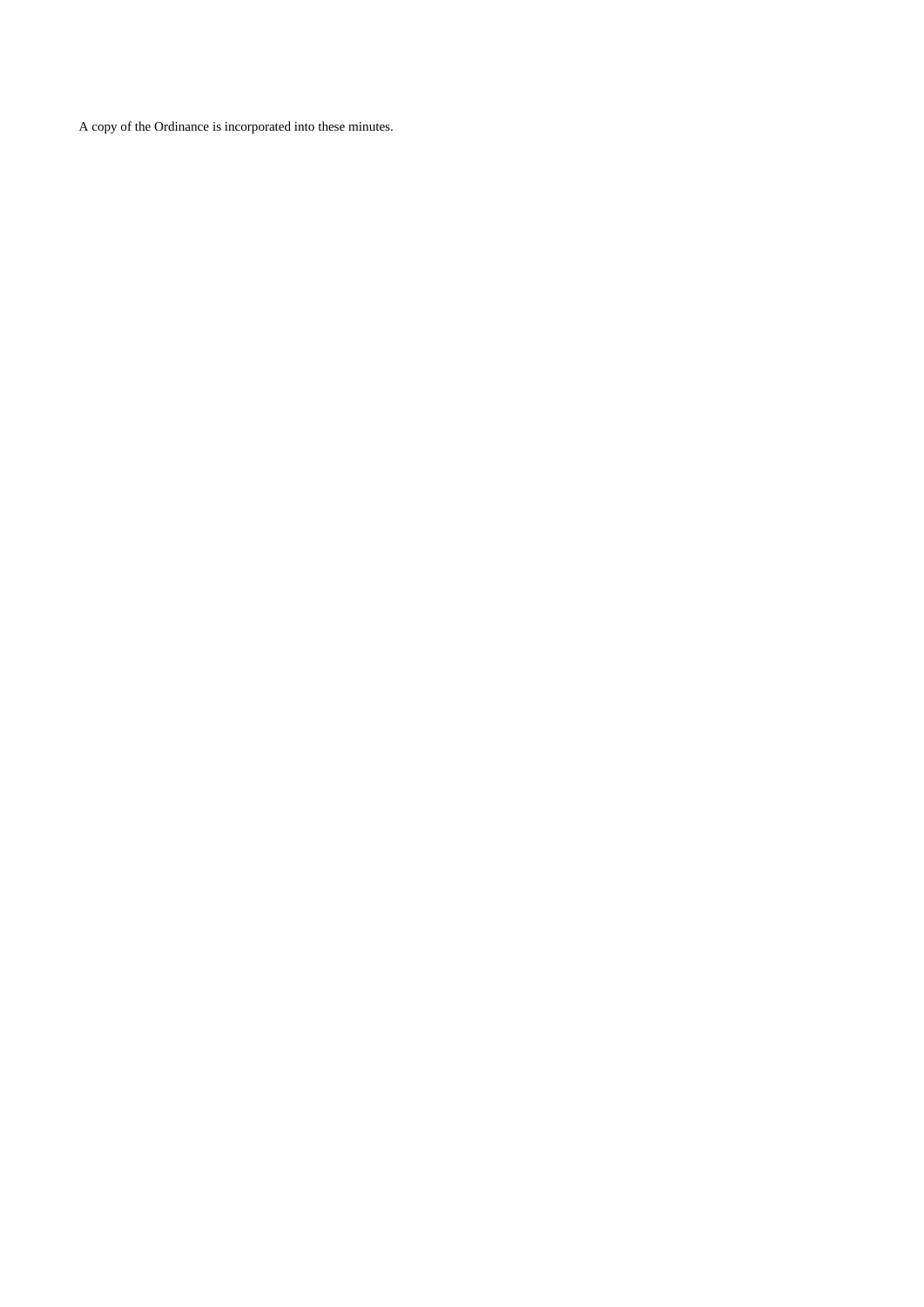A copy of the Ordinance is incorporated into these minutes.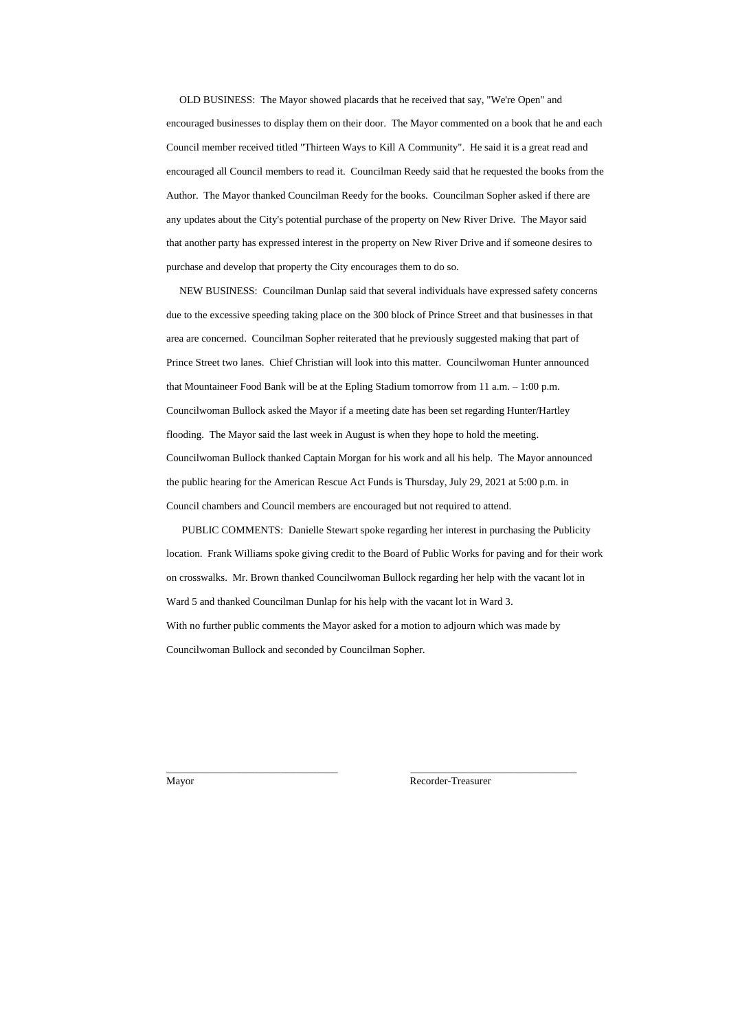OLD BUSINESS: The Mayor showed placards that he received that say, "We're Open" and encouraged businesses to display them on their door. The Mayor commented on a book that he and each Council member received titled "Thirteen Ways to Kill A Community". He said it is a great read and encouraged all Council members to read it. Councilman Reedy said that he requested the books from the Author. The Mayor thanked Councilman Reedy for the books. Councilman Sopher asked if there are any updates about the City's potential purchase of the property on New River Drive. The Mayor said that another party has expressed interest in the property on New River Drive and if someone desires to purchase and develop that property the City encourages them to do so.

NEW BUSINESS: Councilman Dunlap said that several individuals have expressed safety concerns due to the excessive speeding taking place on the 300 block of Prince Street and that businesses in that area are concerned. Councilman Sopher reiterated that he previously suggested making that part of Prince Street two lanes. Chief Christian will look into this matter. Councilwoman Hunter announced that Mountaineer Food Bank will be at the Epling Stadium tomorrow from 11 a.m. – 1:00 p.m. Councilwoman Bullock asked the Mayor if a meeting date has been set regarding Hunter/Hartley flooding. The Mayor said the last week in August is when they hope to hold the meeting. Councilwoman Bullock thanked Captain Morgan for his work and all his help. The Mayor announced the public hearing for the American Rescue Act Funds is Thursday, July 29, 2021 at 5:00 p.m. in Council chambers and Council members are encouraged but not required to attend.

PUBLIC COMMENTS: Danielle Stewart spoke regarding her interest in purchasing the Publicity location. Frank Williams spoke giving credit to the Board of Public Works for paving and for their work on crosswalks. Mr. Brown thanked Councilwoman Bullock regarding her help with the vacant lot in Ward 5 and thanked Councilman Dunlap for his help with the vacant lot in Ward 3.
With no further public comments the Mayor asked for a motion to adjourn which was made by Councilwoman Bullock and seconded by Councilman Sopher.

\_\_\_\_\_\_\_\_\_\_\_\_\_\_\_\_\_\_\_\_\_\_\_\_\_\_\_\_\_\_\_\_\_
Mayor

\_\_\_\_\_\_\_\_\_\_\_\_\_\_\_\_\_\_\_\_\_\_\_\_\_\_\_\_\_\_\_\_\_
Recorder-Treasurer